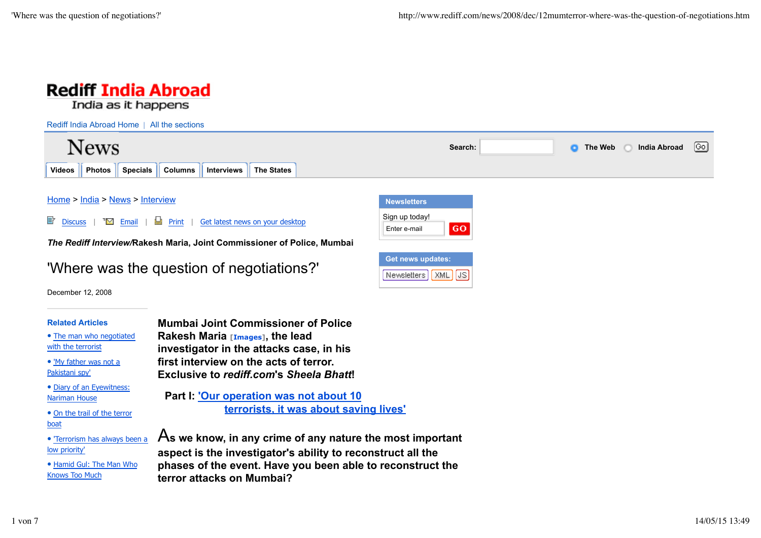Rediff India Abroad
India as it happens

Rediff India Abroad Home | All the sections

News

Search: The Web India Abroad Go

Videos | Photos | Specials | Columns | Interviews | The States

Home > India > News > Interview

Discuss | Email | Print | Get latest news on your desktop

Newsletters

Sign up today!

Enter e-mail GO

Get news updates:

Newsletters XML JS

***The Rediff Interview/*Rakesh Maria, Joint Commissioner of Police, Mumbai**

# 'Where was the question of negotiations?'

December 12, 2008

**Related Articles**

- The man who negotiated with the terrorist
- 'My father was not a Pakistani spy'
- Diary of an Eyewitness: Nariman House
- On the trail of the terror boat
- 'Terrorism has always been a low priority'
- Hamid Gul: The Man Who Knows Too Much

**Mumbai Joint Commissioner of Police Rakesh Maria [Images], the lead investigator in the attacks case, in his first interview on the acts of terror. Exclusive to *rediff.com*'s *Sheela Bhatt*!**

**Part I: 'Our operation was not about 10 terrorists, it was about saving lives'**

**As we know, in any crime of any nature the most important aspect is the investigator's ability to reconstruct all the phases of the event. Have you been able to reconstruct the terror attacks on Mumbai?**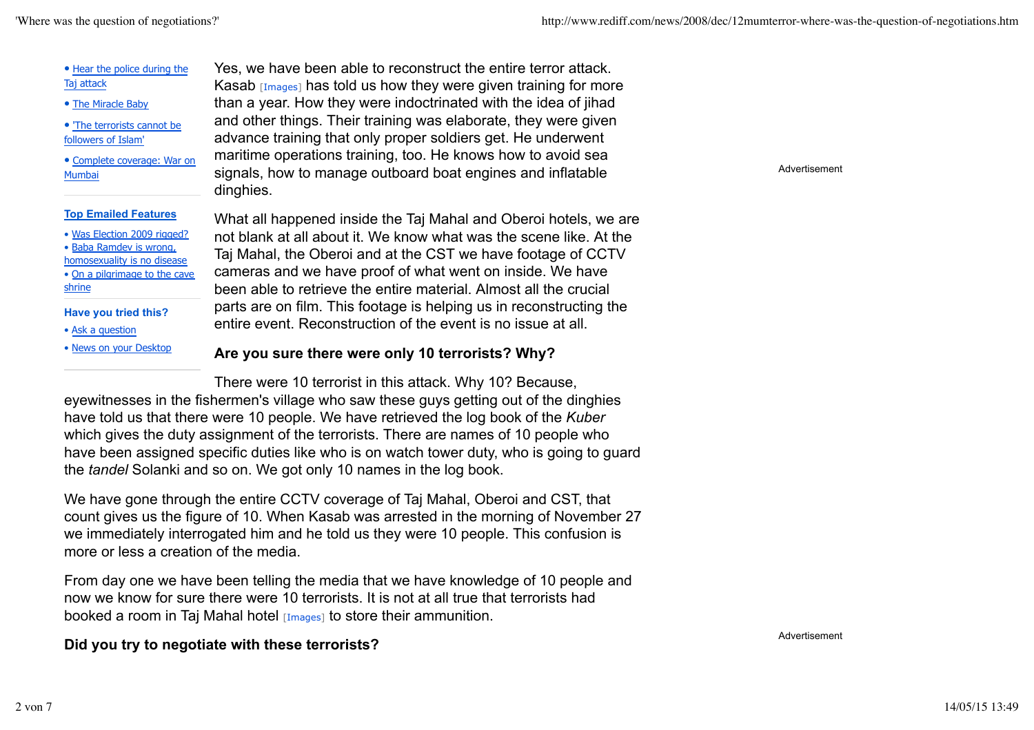- Hear the police during the Taj attack
- The Miracle Baby
- 'The terrorists cannot be followers of Islam'
- Complete coverage: War on Mumbai

**Top Emailed Features**

- Was Election 2009 rigged?
- Baba Ramdev is wrong, homosexuality is no disease
- On a pilgrimage to the cave shrine

**Have you tried this?**

- Ask a question
- News on your Desktop

Yes, we have been able to reconstruct the entire terror attack. Kasab [Images] has told us how they were given training for more than a year. How they were indoctrinated with the idea of jihad and other things. Their training was elaborate, they were given advance training that only proper soldiers get. He underwent maritime operations training, too. He knows how to avoid sea signals, how to manage outboard boat engines and inflatable dinghies.

What all happened inside the Taj Mahal and Oberoi hotels, we are not blank at all about it. We know what was the scene like. At the Taj Mahal, the Oberoi and at the CST we have footage of CCTV cameras and we have proof of what went on inside. We have been able to retrieve the entire material. Almost all the crucial parts are on film. This footage is helping us in reconstructing the entire event. Reconstruction of the event is no issue at all.

**Are you sure there were only 10 terrorists? Why?**

There were 10 terrorist in this attack. Why 10? Because, eyewitnesses in the fishermen's village who saw these guys getting out of the dinghies have told us that there were 10 people. We have retrieved the log book of the *Kuber* which gives the duty assignment of the terrorists. There are names of 10 people who have been assigned specific duties like who is on watch tower duty, who is going to guard the *tandel* Solanki and so on. We got only 10 names in the log book.

We have gone through the entire CCTV coverage of Taj Mahal, Oberoi and CST, that count gives us the figure of 10. When Kasab was arrested in the morning of November 27 we immediately interrogated him and he told us they were 10 people. This confusion is more or less a creation of the media.

From day one we have been telling the media that we have knowledge of 10 people and now we know for sure there were 10 terrorists. It is not at all true that terrorists had booked a room in Taj Mahal hotel [Images] to store their ammunition.

**Did you try to negotiate with these terrorists?**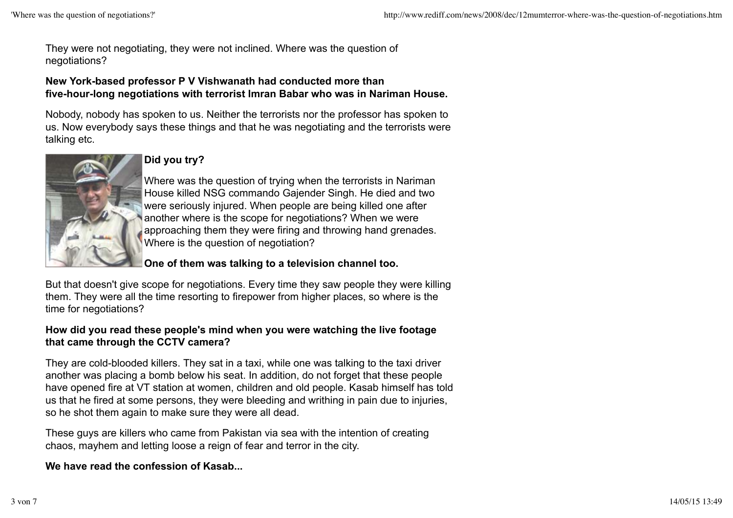They were not negotiating, they were not inclined. Where was the question of negotiations?

**New York-based professor P V Vishwanath had conducted more than five-hour-long negotiations with terrorist Imran Babar who was in Nariman House.**

Nobody, nobody has spoken to us. Neither the terrorists nor the professor has spoken to us. Now everybody says these things and that he was negotiating and the terrorists were talking etc.

**Did you try?**

Where was the question of trying when the terrorists in Nariman House killed NSG commando Gajender Singh. He died and two were seriously injured. When people are being killed one after another where is the scope for negotiations? When we were approaching them they were firing and throwing hand grenades. Where is the question of negotiation?

**One of them was talking to a television channel too.**

But that doesn't give scope for negotiations. Every time they saw people they were killing them. They were all the time resorting to firepower from higher places, so where is the time for negotiations?

**How did you read these people's mind when you were watching the live footage that came through the CCTV camera?**

They are cold-blooded killers. They sat in a taxi, while one was talking to the taxi driver another was placing a bomb below his seat. In addition, do not forget that these people have opened fire at VT station at women, children and old people. Kasab himself has told us that he fired at some persons, they were bleeding and writhing in pain due to injuries, so he shot them again to make sure they were all dead.

These guys are killers who came from Pakistan via sea with the intention of creating chaos, mayhem and letting loose a reign of fear and terror in the city.

**We have read the confession of Kasab...**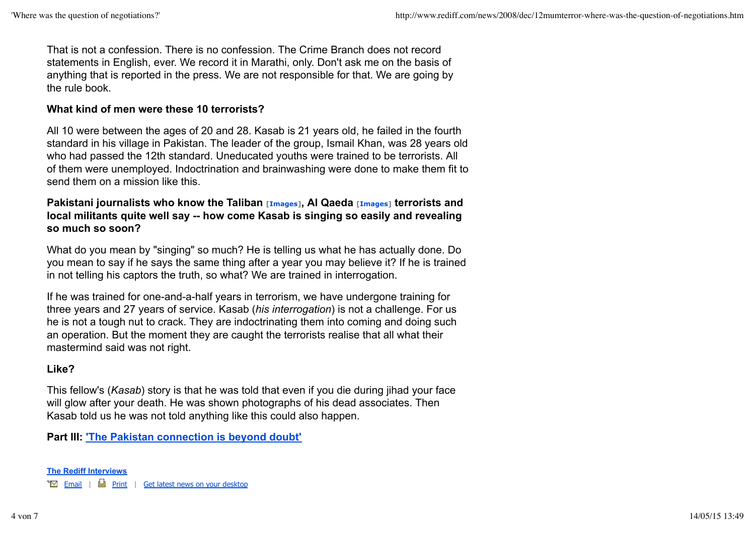That is not a confession. There is no confession. The Crime Branch does not record statements in English, ever. We record it in Marathi, only. Don't ask me on the basis of anything that is reported in the press. We are not responsible for that. We are going by the rule book.

**What kind of men were these 10 terrorists?**

All 10 were between the ages of 20 and 28. Kasab is 21 years old, he failed in the fourth standard in his village in Pakistan. The leader of the group, Ismail Khan, was 28 years old who had passed the 12th standard. Uneducated youths were trained to be terrorists. All of them were unemployed. Indoctrination and brainwashing were done to make them fit to send them on a mission like this.

**Pakistani journalists who know the Taliban [Images], Al Qaeda [Images] terrorists and local militants quite well say -- how come Kasab is singing so easily and revealing so much so soon?**

What do you mean by "singing" so much? He is telling us what he has actually done. Do you mean to say if he says the same thing after a year you may believe it? If he is trained in not telling his captors the truth, so what? We are trained in interrogation.

If he was trained for one-and-a-half years in terrorism, we have undergone training for three years and 27 years of service. Kasab (*his interrogation*) is not a challenge. For us he is not a tough nut to crack. They are indoctrinating them into coming and doing such an operation. But the moment they are caught the terrorists realise that all what their mastermind said was not right.

**Like?**

This fellow's (*Kasab*) story is that he was told that even if you die during jihad your face will glow after your death. He was shown photographs of his dead associates. Then Kasab told us he was not told anything like this could also happen.

**Part III: 'The Pakistan connection is beyond doubt'**

The Rediff Interviews

Email | Print | Get latest news on your desktop